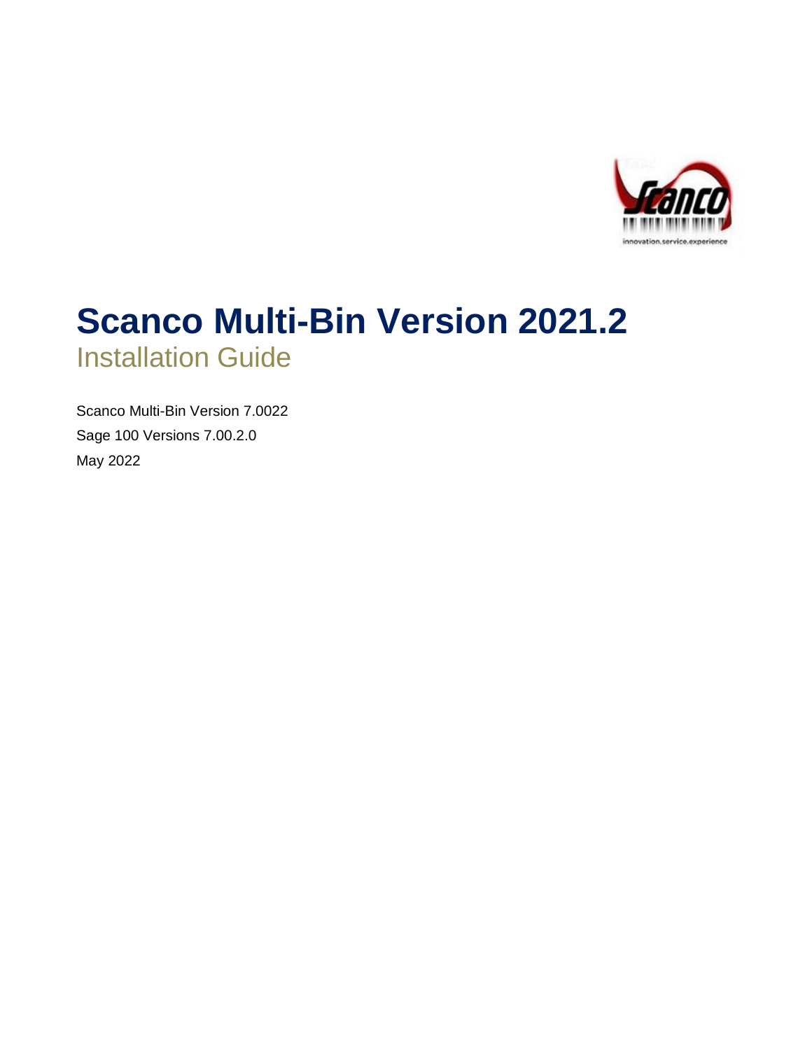# Scanco Multi-Bin Version 2021.2

## Installation Guide

Scanco Multi-Bin Version 7.0022

Sage 100 Versions 7.00.2.0

May 2022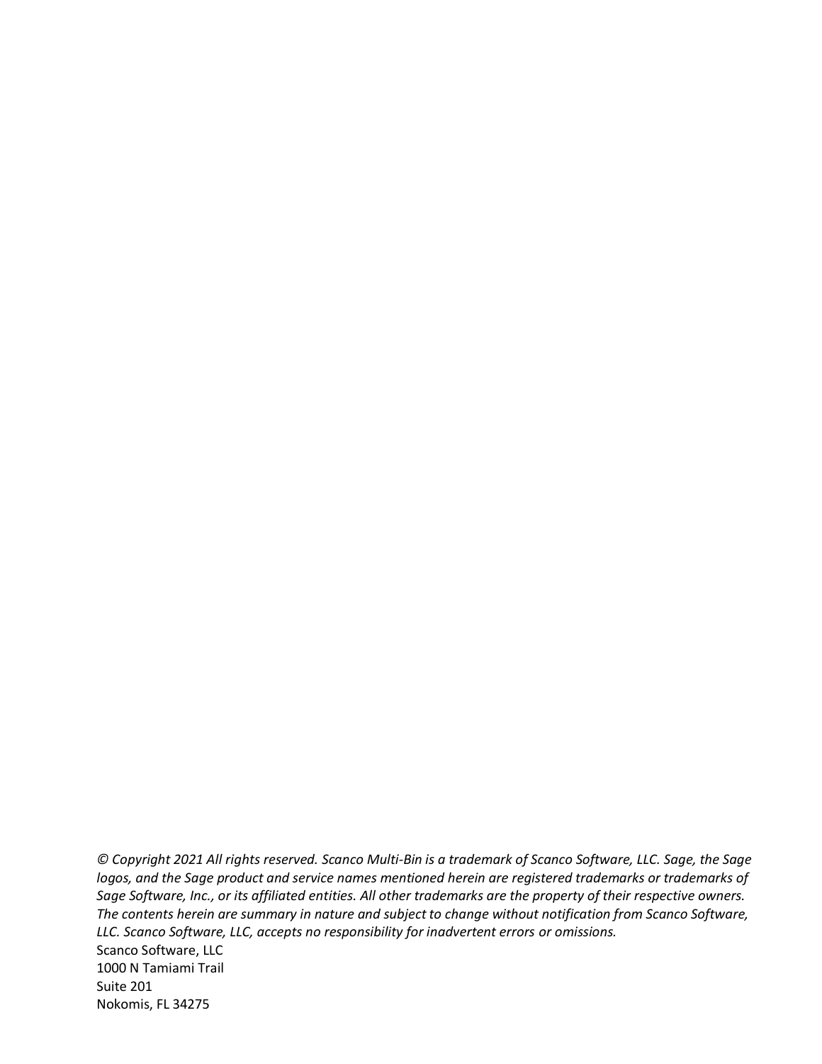*© Copyright 2021 All rights reserved. Scanco Multi-Bin is a trademark of Scanco Software, LLC. Sage, the Sage logos, and the Sage product and service names mentioned herein are registered trademarks or trademarks of Sage Software, Inc., or its affiliated entities. All other trademarks are the property of their respective owners. The contents herein are summary in nature and subject to change without notification from Scanco Software, LLC. Scanco Software, LLC, accepts no responsibility for inadvertent errors or omissions.*

Scanco Software, LLC
1000 N Tamiami Trail
Suite 201
Nokomis, FL 34275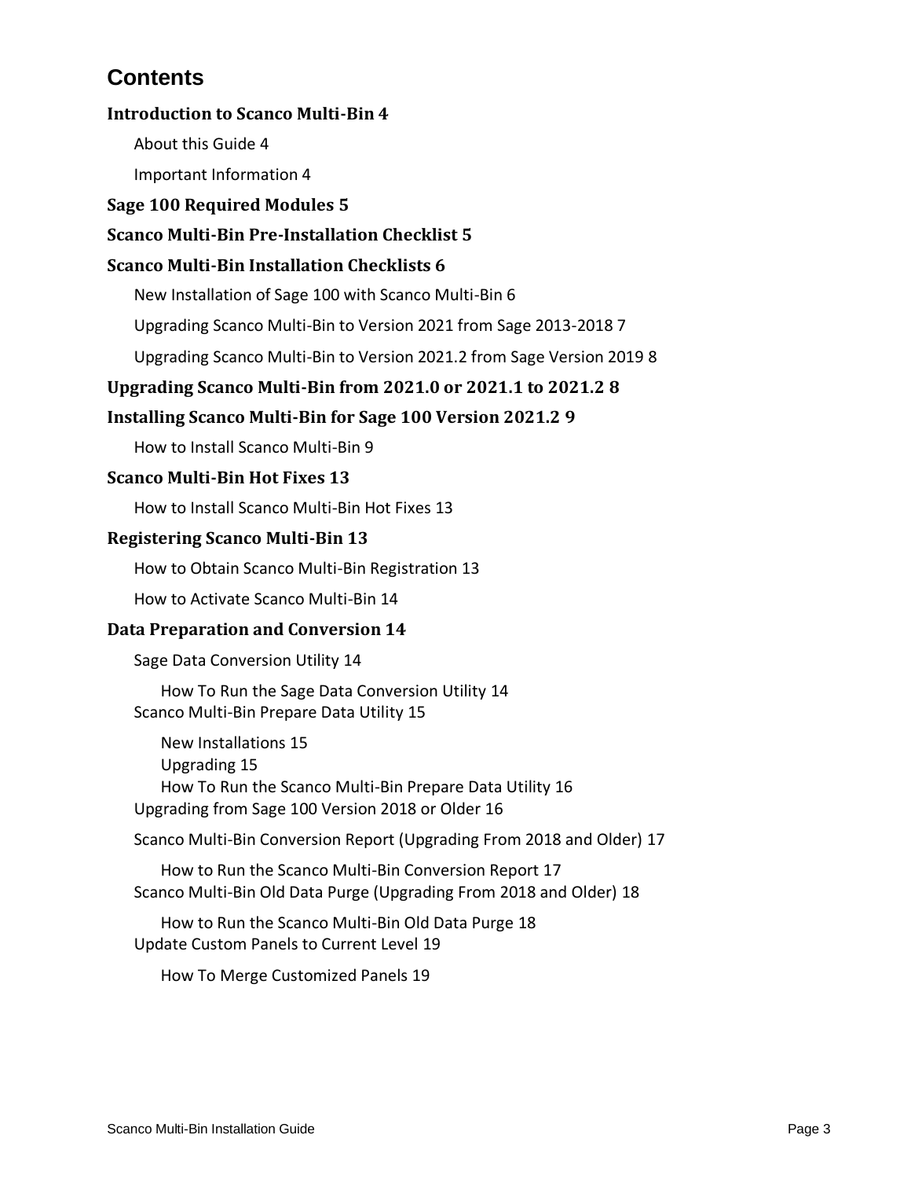# Contents

**Introduction to Scanco Multi-Bin 4**

- About this Guide 4
- Important Information 4

**Sage 100 Required Modules 5**

**Scanco Multi-Bin Pre-Installation Checklist 5**

**Scanco Multi-Bin Installation Checklists 6**

- New Installation of Sage 100 with Scanco Multi-Bin 6
- Upgrading Scanco Multi-Bin to Version 2021 from Sage 2013-2018 7
- Upgrading Scanco Multi-Bin to Version 2021.2 from Sage Version 2019 8

**Upgrading Scanco Multi-Bin from 2021.0 or 2021.1 to 2021.2 8**

**Installing Scanco Multi-Bin for Sage 100 Version 2021.2 9**

- How to Install Scanco Multi-Bin 9

**Scanco Multi-Bin Hot Fixes 13**

- How to Install Scanco Multi-Bin Hot Fixes 13

**Registering Scanco Multi-Bin 13**

- How to Obtain Scanco Multi-Bin Registration 13
- How to Activate Scanco Multi-Bin 14

**Data Preparation and Conversion 14**

- Sage Data Conversion Utility 14
  - How To Run the Sage Data Conversion Utility 14
- Scanco Multi-Bin Prepare Data Utility 15
  - New Installations 15
  - Upgrading 15
  - How To Run the Scanco Multi-Bin Prepare Data Utility 16
- Upgrading from Sage 100 Version 2018 or Older 16
- Scanco Multi-Bin Conversion Report (Upgrading From 2018 and Older) 17
  - How to Run the Scanco Multi-Bin Conversion Report 17
- Scanco Multi-Bin Old Data Purge (Upgrading From 2018 and Older) 18
  - How to Run the Scanco Multi-Bin Old Data Purge 18
- Update Custom Panels to Current Level 19
  - How To Merge Customized Panels 19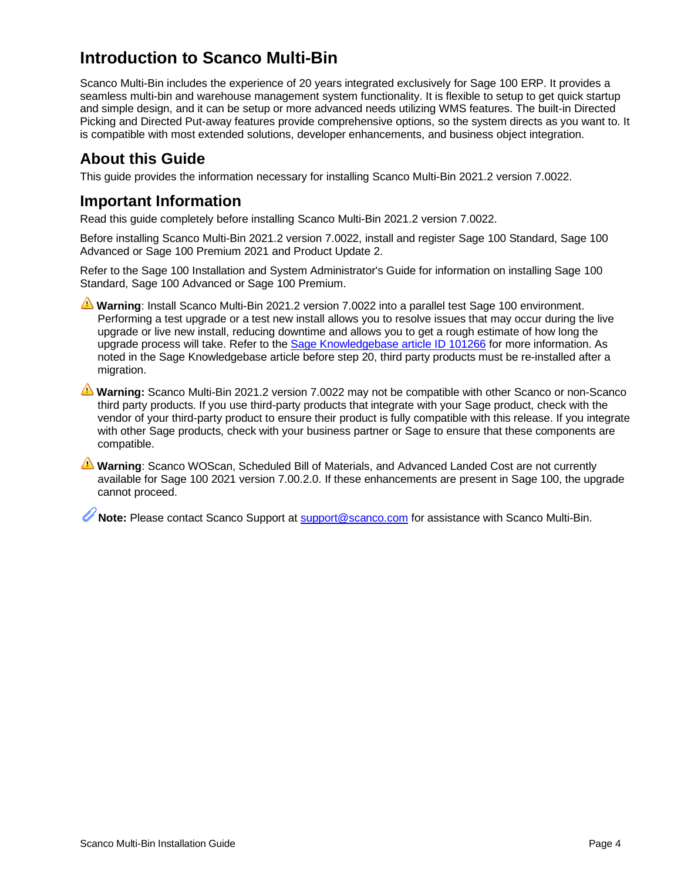# Introduction to Scanco Multi-Bin

Scanco Multi-Bin includes the experience of 20 years integrated exclusively for Sage 100 ERP. It provides a seamless multi-bin and warehouse management system functionality. It is flexible to setup to get quick startup and simple design, and it can be setup or more advanced needs utilizing WMS features. The built-in Directed Picking and Directed Put-away features provide comprehensive options, so the system directs as you want to. It is compatible with most extended solutions, developer enhancements, and business object integration.

## About this Guide

This guide provides the information necessary for installing Scanco Multi-Bin 2021.2 version 7.0022.

## Important Information

Read this guide completely before installing Scanco Multi-Bin 2021.2 version 7.0022.

Before installing Scanco Multi-Bin 2021.2 version 7.0022, install and register Sage 100 Standard, Sage 100 Advanced or Sage 100 Premium 2021 and Product Update 2.

Refer to the Sage 100 Installation and System Administrator's Guide for information on installing Sage 100 Standard, Sage 100 Advanced or Sage 100 Premium.

⚠ **Warning**: Install Scanco Multi-Bin 2021.2 version 7.0022 into a parallel test Sage 100 environment. Performing a test upgrade or a test new install allows you to resolve issues that may occur during the live upgrade or live new install, reducing downtime and allows you to get a rough estimate of how long the upgrade process will take. Refer to the Sage Knowledgebase article ID 101266 for more information. As noted in the Sage Knowledgebase article before step 20, third party products must be re-installed after a migration.

⚠ **Warning:** Scanco Multi-Bin 2021.2 version 7.0022 may not be compatible with other Scanco or non-Scanco third party products. If you use third-party products that integrate with your Sage product, check with the vendor of your third-party product to ensure their product is fully compatible with this release. If you integrate with other Sage products, check with your business partner or Sage to ensure that these components are compatible.

⚠ **Warning**: Scanco WOScan, Scheduled Bill of Materials, and Advanced Landed Cost are not currently available for Sage 100 2021 version 7.00.2.0. If these enhancements are present in Sage 100, the upgrade cannot proceed.

**Note:** Please contact Scanco Support at support@scanco.com for assistance with Scanco Multi-Bin.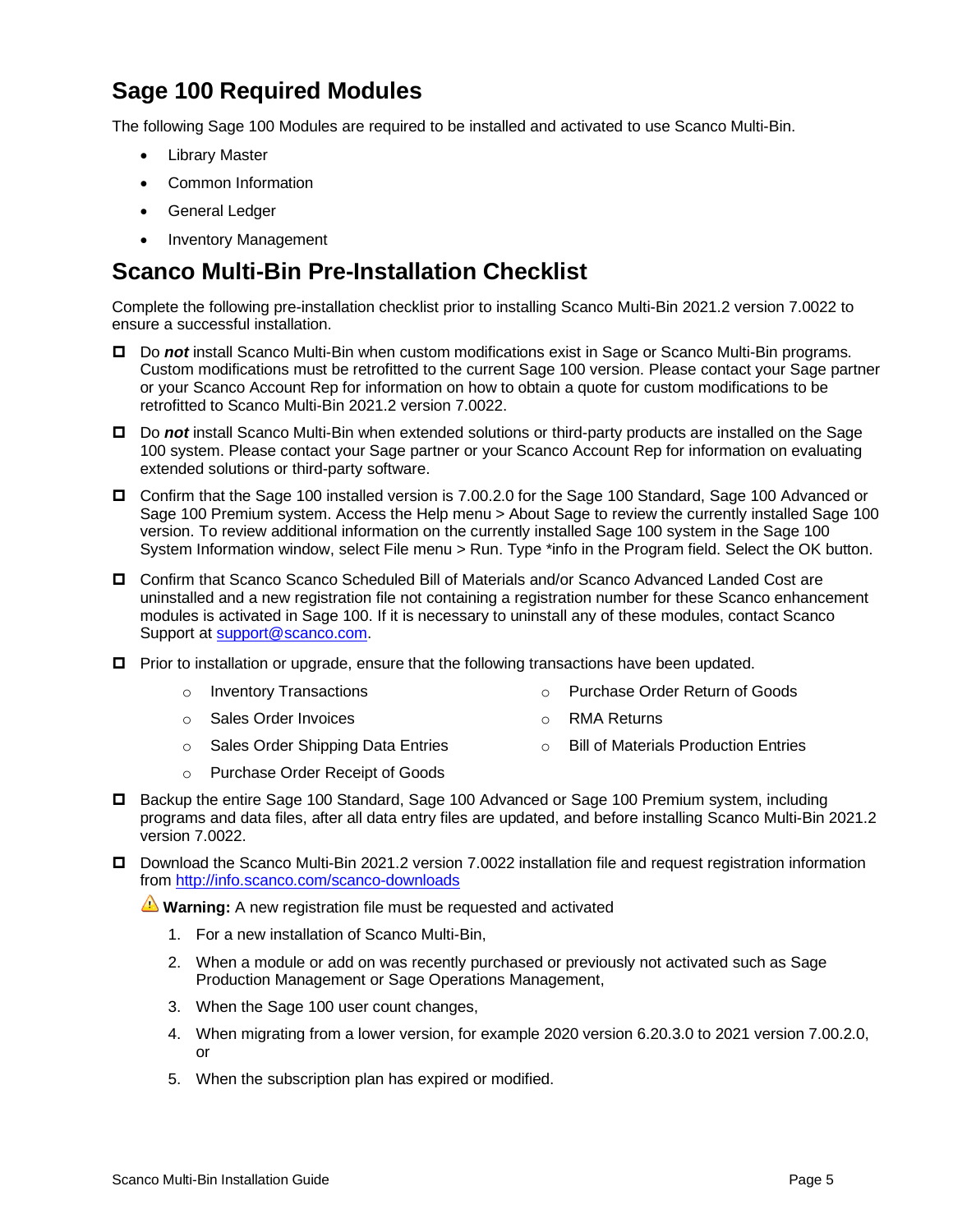## Sage 100 Required Modules

The following Sage 100 Modules are required to be installed and activated to use Scanco Multi-Bin.

- Library Master
- Common Information
- General Ledger
- Inventory Management

## Scanco Multi-Bin Pre-Installation Checklist

Complete the following pre-installation checklist prior to installing Scanco Multi-Bin 2021.2 version 7.0022 to ensure a successful installation.

- ☐ Do ***not*** install Scanco Multi-Bin when custom modifications exist in Sage or Scanco Multi-Bin programs. Custom modifications must be retrofitted to the current Sage 100 version. Please contact your Sage partner or your Scanco Account Rep for information on how to obtain a quote for custom modifications to be retrofitted to Scanco Multi-Bin 2021.2 version 7.0022.
- ☐ Do ***not*** install Scanco Multi-Bin when extended solutions or third-party products are installed on the Sage 100 system. Please contact your Sage partner or your Scanco Account Rep for information on evaluating extended solutions or third-party software.
- ☐ Confirm that the Sage 100 installed version is 7.00.2.0 for the Sage 100 Standard, Sage 100 Advanced or Sage 100 Premium system. Access the Help menu > About Sage to review the currently installed Sage 100 version. To review additional information on the currently installed Sage 100 system in the Sage 100 System Information window, select File menu > Run. Type *info in the Program field. Select the OK button.
- ☐ Confirm that Scanco Scanco Scheduled Bill of Materials and/or Scanco Advanced Landed Cost are uninstalled and a new registration file not containing a registration number for these Scanco enhancement modules is activated in Sage 100. If it is necessary to uninstall any of these modules, contact Scanco Support at [support@scanco.com](mailto:support@scanco.com).
- ☐ Prior to installation or upgrade, ensure that the following transactions have been updated.
  - Inventory Transactions
  - Sales Order Invoices
  - Sales Order Shipping Data Entries
  - Purchase Order Receipt of Goods
  - Purchase Order Return of Goods
  - RMA Returns
  - Bill of Materials Production Entries
- ☐ Backup the entire Sage 100 Standard, Sage 100 Advanced or Sage 100 Premium system, including programs and data files, after all data entry files are updated, and before installing Scanco Multi-Bin 2021.2 version 7.0022.
- ☐ Download the Scanco Multi-Bin 2021.2 version 7.0022 installation file and request registration information from [http://info.scanco.com/scanco-downloads](http://info.scanco.com/scanco-downloads)

  ⚠ **Warning:** A new registration file must be requested and activated

  1. For a new installation of Scanco Multi-Bin,
  2. When a module or add on was recently purchased or previously not activated such as Sage Production Management or Sage Operations Management,
  3. When the Sage 100 user count changes,
  4. When migrating from a lower version, for example 2020 version 6.20.3.0 to 2021 version 7.00.2.0, or
  5. When the subscription plan has expired or modified.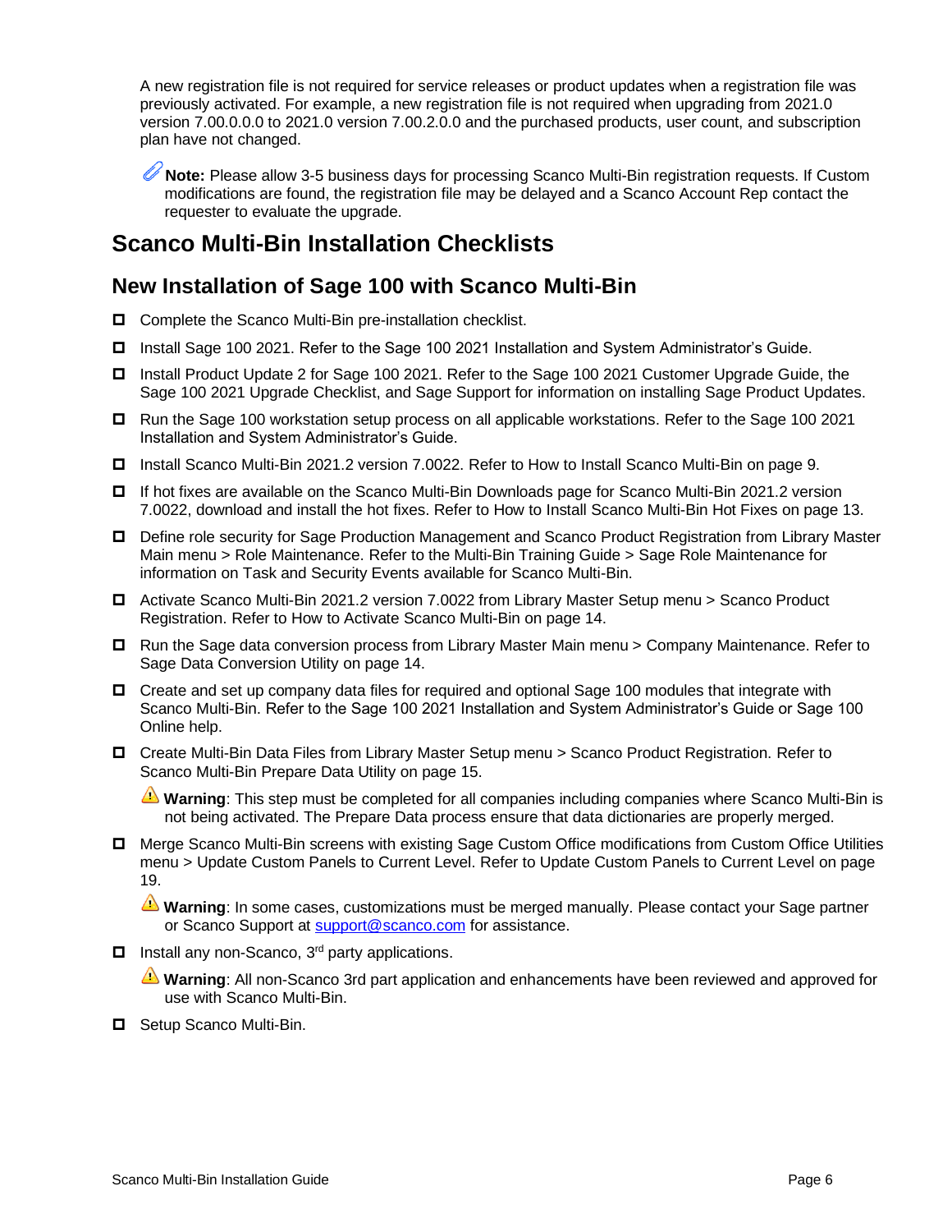A new registration file is not required for service releases or product updates when a registration file was previously activated. For example, a new registration file is not required when upgrading from 2021.0 version 7.00.0.0.0 to 2021.0 version 7.00.2.0.0 and the purchased products, user count, and subscription plan have not changed.

**Note:** Please allow 3-5 business days for processing Scanco Multi-Bin registration requests. If Custom modifications are found, the registration file may be delayed and a Scanco Account Rep contact the requester to evaluate the upgrade.

# Scanco Multi-Bin Installation Checklists

## New Installation of Sage 100 with Scanco Multi-Bin

- ☐ Complete the Scanco Multi-Bin pre-installation checklist.
- ☐ Install Sage 100 2021. Refer to the Sage 100 2021 Installation and System Administrator's Guide.
- ☐ Install Product Update 2 for Sage 100 2021. Refer to the Sage 100 2021 Customer Upgrade Guide, the Sage 100 2021 Upgrade Checklist, and Sage Support for information on installing Sage Product Updates.
- ☐ Run the Sage 100 workstation setup process on all applicable workstations. Refer to the Sage 100 2021 Installation and System Administrator's Guide.
- ☐ Install Scanco Multi-Bin 2021.2 version 7.0022. Refer to How to Install Scanco Multi-Bin on page 9.
- ☐ If hot fixes are available on the Scanco Multi-Bin Downloads page for Scanco Multi-Bin 2021.2 version 7.0022, download and install the hot fixes. Refer to How to Install Scanco Multi-Bin Hot Fixes on page 13.
- ☐ Define role security for Sage Production Management and Scanco Product Registration from Library Master Main menu > Role Maintenance. Refer to the Multi-Bin Training Guide > Sage Role Maintenance for information on Task and Security Events available for Scanco Multi-Bin.
- ☐ Activate Scanco Multi-Bin 2021.2 version 7.0022 from Library Master Setup menu > Scanco Product Registration. Refer to How to Activate Scanco Multi-Bin on page 14.
- ☐ Run the Sage data conversion process from Library Master Main menu > Company Maintenance. Refer to Sage Data Conversion Utility on page 14.
- ☐ Create and set up company data files for required and optional Sage 100 modules that integrate with Scanco Multi-Bin. Refer to the Sage 100 2021 Installation and System Administrator's Guide or Sage 100 Online help.
- ☐ Create Multi-Bin Data Files from Library Master Setup menu > Scanco Product Registration. Refer to Scanco Multi-Bin Prepare Data Utility on page 15.

  ⚠ **Warning**: This step must be completed for all companies including companies where Scanco Multi-Bin is not being activated. The Prepare Data process ensure that data dictionaries are properly merged.

- ☐ Merge Scanco Multi-Bin screens with existing Sage Custom Office modifications from Custom Office Utilities menu > Update Custom Panels to Current Level. Refer to Update Custom Panels to Current Level on page 19.

  ⚠ **Warning**: In some cases, customizations must be merged manually. Please contact your Sage partner or Scanco Support at support@scanco.com for assistance.

- ☐ Install any non-Scanco, 3rd party applications.

  ⚠ **Warning**: All non-Scanco 3rd part application and enhancements have been reviewed and approved for use with Scanco Multi-Bin.

- ☐ Setup Scanco Multi-Bin.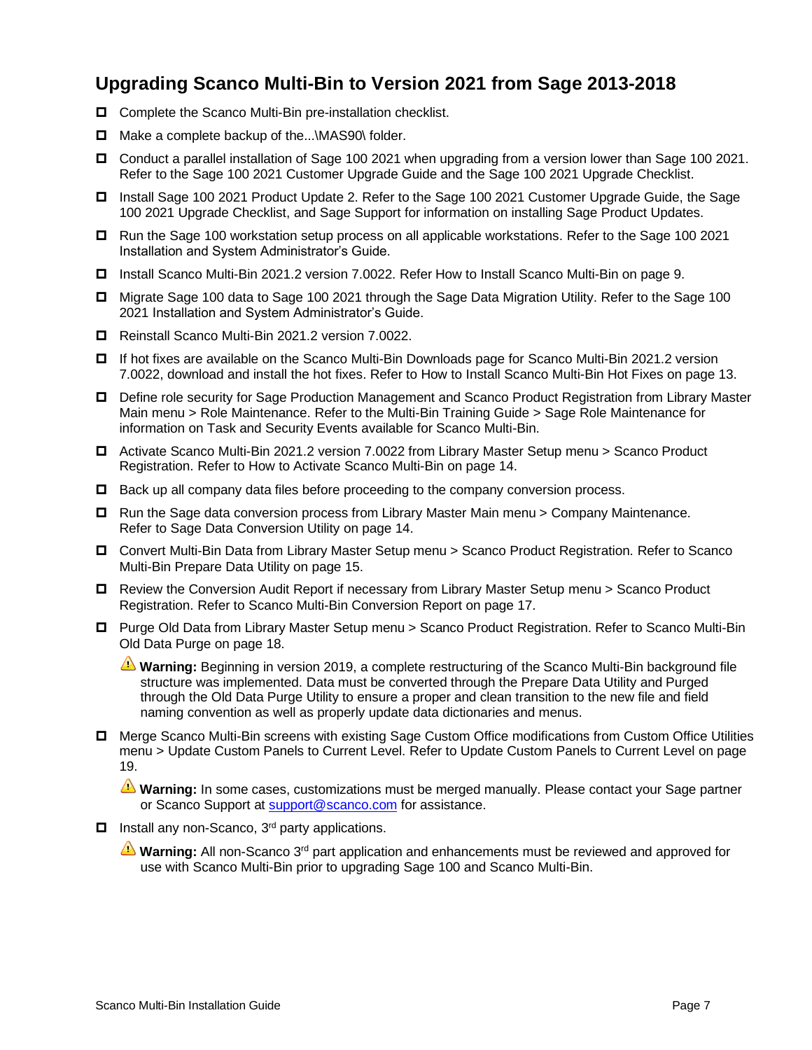## Upgrading Scanco Multi-Bin to Version 2021 from Sage 2013-2018

- Complete the Scanco Multi-Bin pre-installation checklist.
- Make a complete backup of the...\MAS90\ folder.
- Conduct a parallel installation of Sage 100 2021 when upgrading from a version lower than Sage 100 2021. Refer to the Sage 100 2021 Customer Upgrade Guide and the Sage 100 2021 Upgrade Checklist.
- Install Sage 100 2021 Product Update 2. Refer to the Sage 100 2021 Customer Upgrade Guide, the Sage 100 2021 Upgrade Checklist, and Sage Support for information on installing Sage Product Updates.
- Run the Sage 100 workstation setup process on all applicable workstations. Refer to the Sage 100 2021 Installation and System Administrator's Guide.
- Install Scanco Multi-Bin 2021.2 version 7.0022. Refer How to Install Scanco Multi-Bin on page 9.
- Migrate Sage 100 data to Sage 100 2021 through the Sage Data Migration Utility. Refer to the Sage 100 2021 Installation and System Administrator's Guide.
- Reinstall Scanco Multi-Bin 2021.2 version 7.0022.
- If hot fixes are available on the Scanco Multi-Bin Downloads page for Scanco Multi-Bin 2021.2 version 7.0022, download and install the hot fixes. Refer to How to Install Scanco Multi-Bin Hot Fixes on page 13.
- Define role security for Sage Production Management and Scanco Product Registration from Library Master Main menu > Role Maintenance. Refer to the Multi-Bin Training Guide > Sage Role Maintenance for information on Task and Security Events available for Scanco Multi-Bin.
- Activate Scanco Multi-Bin 2021.2 version 7.0022 from Library Master Setup menu > Scanco Product Registration. Refer to How to Activate Scanco Multi-Bin on page 14.
- Back up all company data files before proceeding to the company conversion process.
- Run the Sage data conversion process from Library Master Main menu > Company Maintenance. Refer to Sage Data Conversion Utility on page 14.
- Convert Multi-Bin Data from Library Master Setup menu > Scanco Product Registration. Refer to Scanco Multi-Bin Prepare Data Utility on page 15.
- Review the Conversion Audit Report if necessary from Library Master Setup menu > Scanco Product Registration. Refer to Scanco Multi-Bin Conversion Report on page 17.
- Purge Old Data from Library Master Setup menu > Scanco Product Registration. Refer to Scanco Multi-Bin Old Data Purge on page 18.

  **Warning:** Beginning in version 2019, a complete restructuring of the Scanco Multi-Bin background file structure was implemented. Data must be converted through the Prepare Data Utility and Purged through the Old Data Purge Utility to ensure a proper and clean transition to the new file and field naming convention as well as properly update data dictionaries and menus.

- Merge Scanco Multi-Bin screens with existing Sage Custom Office modifications from Custom Office Utilities menu > Update Custom Panels to Current Level. Refer to Update Custom Panels to Current Level on page 19.

  **Warning:** In some cases, customizations must be merged manually. Please contact your Sage partner or Scanco Support at support@scanco.com for assistance.

- Install any non-Scanco, 3rd party applications.

  **Warning:** All non-Scanco 3rd part application and enhancements must be reviewed and approved for use with Scanco Multi-Bin prior to upgrading Sage 100 and Scanco Multi-Bin.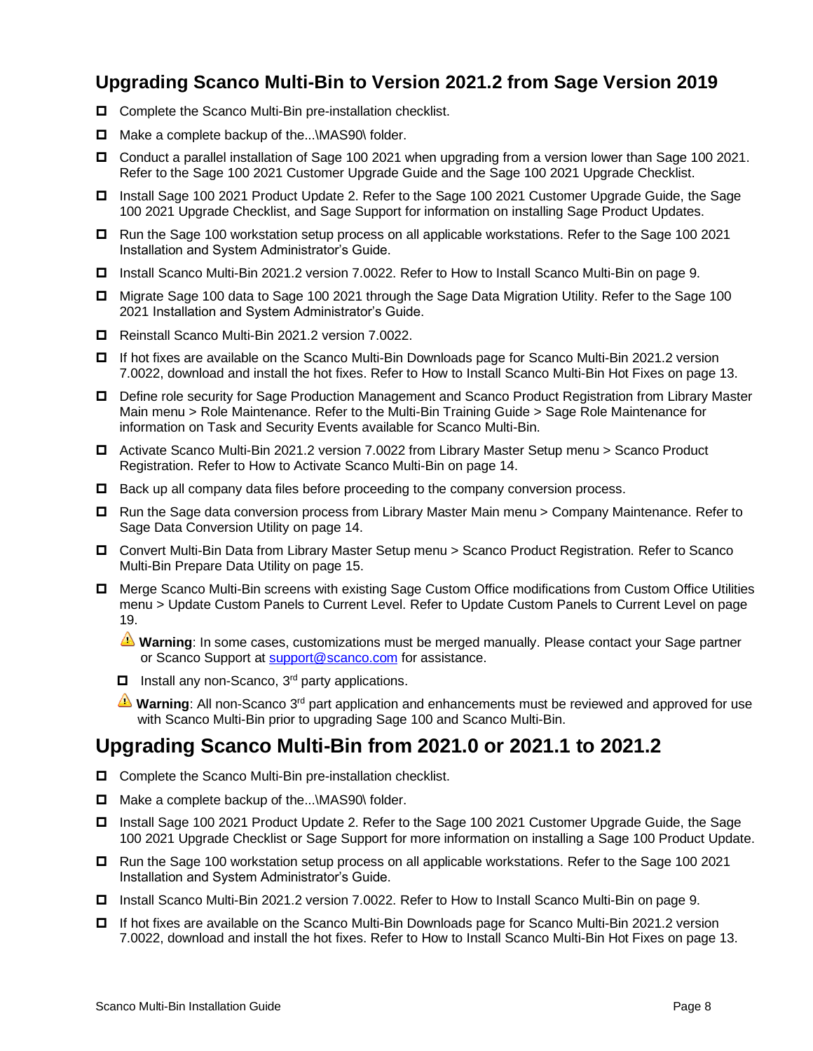## Upgrading Scanco Multi-Bin to Version 2021.2 from Sage Version 2019

- ☐ Complete the Scanco Multi-Bin pre-installation checklist.
- ☐ Make a complete backup of the...\MAS90\ folder.
- ☐ Conduct a parallel installation of Sage 100 2021 when upgrading from a version lower than Sage 100 2021. Refer to the Sage 100 2021 Customer Upgrade Guide and the Sage 100 2021 Upgrade Checklist.
- ☐ Install Sage 100 2021 Product Update 2. Refer to the Sage 100 2021 Customer Upgrade Guide, the Sage 100 2021 Upgrade Checklist, and Sage Support for information on installing Sage Product Updates.
- ☐ Run the Sage 100 workstation setup process on all applicable workstations. Refer to the Sage 100 2021 Installation and System Administrator's Guide.
- ☐ Install Scanco Multi-Bin 2021.2 version 7.0022. Refer to How to Install Scanco Multi-Bin on page 9.
- ☐ Migrate Sage 100 data to Sage 100 2021 through the Sage Data Migration Utility. Refer to the Sage 100 2021 Installation and System Administrator's Guide.
- ☐ Reinstall Scanco Multi-Bin 2021.2 version 7.0022.
- ☐ If hot fixes are available on the Scanco Multi-Bin Downloads page for Scanco Multi-Bin 2021.2 version 7.0022, download and install the hot fixes. Refer to How to Install Scanco Multi-Bin Hot Fixes on page 13.
- ☐ Define role security for Sage Production Management and Scanco Product Registration from Library Master Main menu > Role Maintenance. Refer to the Multi-Bin Training Guide > Sage Role Maintenance for information on Task and Security Events available for Scanco Multi-Bin.
- ☐ Activate Scanco Multi-Bin 2021.2 version 7.0022 from Library Master Setup menu > Scanco Product Registration. Refer to How to Activate Scanco Multi-Bin on page 14.
- ☐ Back up all company data files before proceeding to the company conversion process.
- ☐ Run the Sage data conversion process from Library Master Main menu > Company Maintenance. Refer to Sage Data Conversion Utility on page 14.
- ☐ Convert Multi-Bin Data from Library Master Setup menu > Scanco Product Registration. Refer to Scanco Multi-Bin Prepare Data Utility on page 15.
- ☐ Merge Scanco Multi-Bin screens with existing Sage Custom Office modifications from Custom Office Utilities menu > Update Custom Panels to Current Level. Refer to Update Custom Panels to Current Level on page 19.

  ⚠ **Warning**: In some cases, customizations must be merged manually. Please contact your Sage partner or Scanco Support at support@scanco.com for assistance.

  - ☐ Install any non-Scanco, 3rd party applications.

  ⚠ **Warning**: All non-Scanco 3rd part application and enhancements must be reviewed and approved for use with Scanco Multi-Bin prior to upgrading Sage 100 and Scanco Multi-Bin.

## Upgrading Scanco Multi-Bin from 2021.0 or 2021.1 to 2021.2

- ☐ Complete the Scanco Multi-Bin pre-installation checklist.
- ☐ Make a complete backup of the...\MAS90\ folder.
- ☐ Install Sage 100 2021 Product Update 2. Refer to the Sage 100 2021 Customer Upgrade Guide, the Sage 100 2021 Upgrade Checklist or Sage Support for more information on installing a Sage 100 Product Update.
- ☐ Run the Sage 100 workstation setup process on all applicable workstations. Refer to the Sage 100 2021 Installation and System Administrator's Guide.
- ☐ Install Scanco Multi-Bin 2021.2 version 7.0022. Refer to How to Install Scanco Multi-Bin on page 9.
- ☐ If hot fixes are available on the Scanco Multi-Bin Downloads page for Scanco Multi-Bin 2021.2 version 7.0022, download and install the hot fixes. Refer to How to Install Scanco Multi-Bin Hot Fixes on page 13.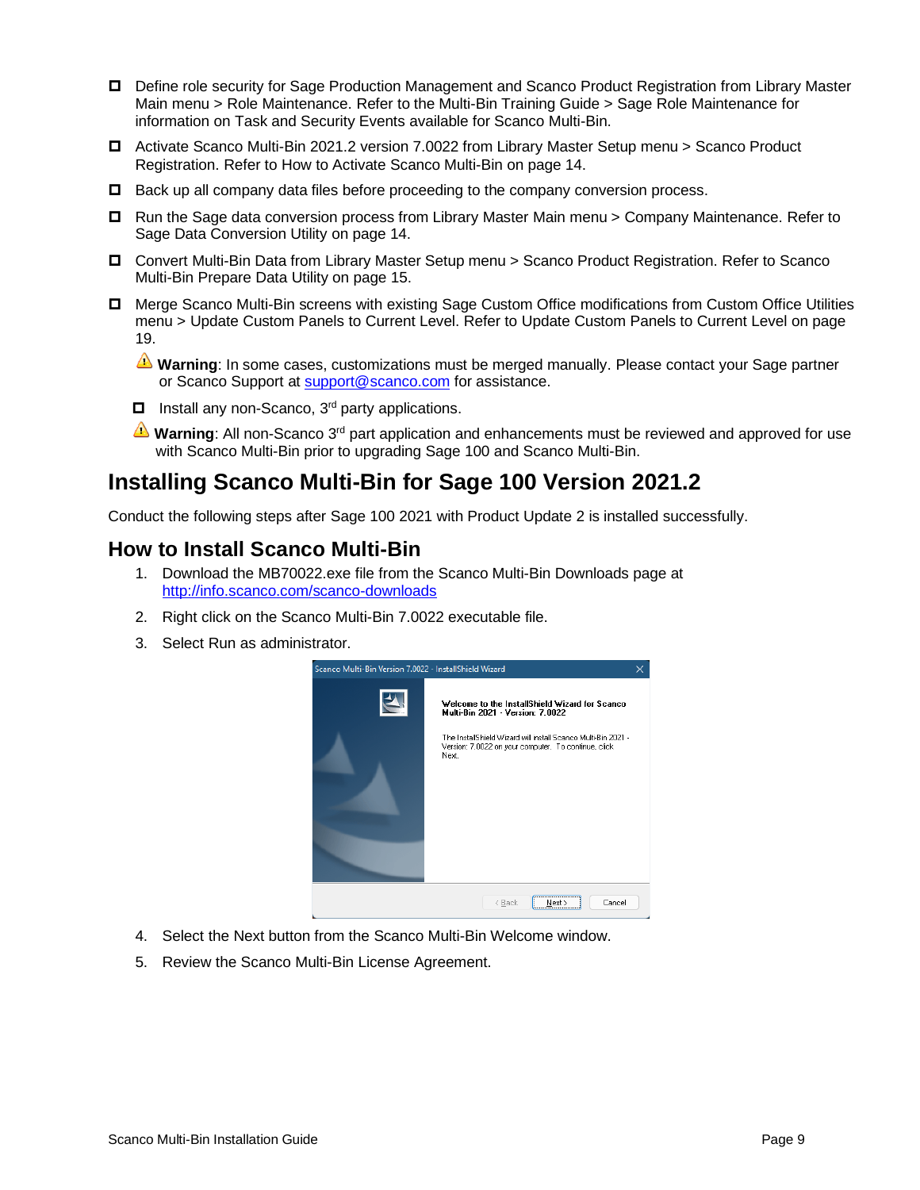- ☐ Define role security for Sage Production Management and Scanco Product Registration from Library Master Main menu > Role Maintenance. Refer to the Multi-Bin Training Guide > Sage Role Maintenance for information on Task and Security Events available for Scanco Multi-Bin.
- ☐ Activate Scanco Multi-Bin 2021.2 version 7.0022 from Library Master Setup menu > Scanco Product Registration. Refer to How to Activate Scanco Multi-Bin on page 14.
- ☐ Back up all company data files before proceeding to the company conversion process.
- ☐ Run the Sage data conversion process from Library Master Main menu > Company Maintenance. Refer to Sage Data Conversion Utility on page 14.
- ☐ Convert Multi-Bin Data from Library Master Setup menu > Scanco Product Registration. Refer to Scanco Multi-Bin Prepare Data Utility on page 15.
- ☐ Merge Scanco Multi-Bin screens with existing Sage Custom Office modifications from Custom Office Utilities menu > Update Custom Panels to Current Level. Refer to Update Custom Panels to Current Level on page 19.

  ⚠ **Warning**: In some cases, customizations must be merged manually. Please contact your Sage partner or Scanco Support at support@scanco.com for assistance.

  - ☐ Install any non-Scanco, 3rd party applications.

  ⚠ **Warning**: All non-Scanco 3rd part application and enhancements must be reviewed and approved for use with Scanco Multi-Bin prior to upgrading Sage 100 and Scanco Multi-Bin.

# Installing Scanco Multi-Bin for Sage 100 Version 2021.2

Conduct the following steps after Sage 100 2021 with Product Update 2 is installed successfully.

## How to Install Scanco Multi-Bin

1. Download the MB70022.exe file from the Scanco Multi-Bin Downloads page at http://info.scanco.com/scanco-downloads
2. Right click on the Scanco Multi-Bin 7.0022 executable file.
3. Select Run as administrator.
4. Select the Next button from the Scanco Multi-Bin Welcome window.
5. Review the Scanco Multi-Bin License Agreement.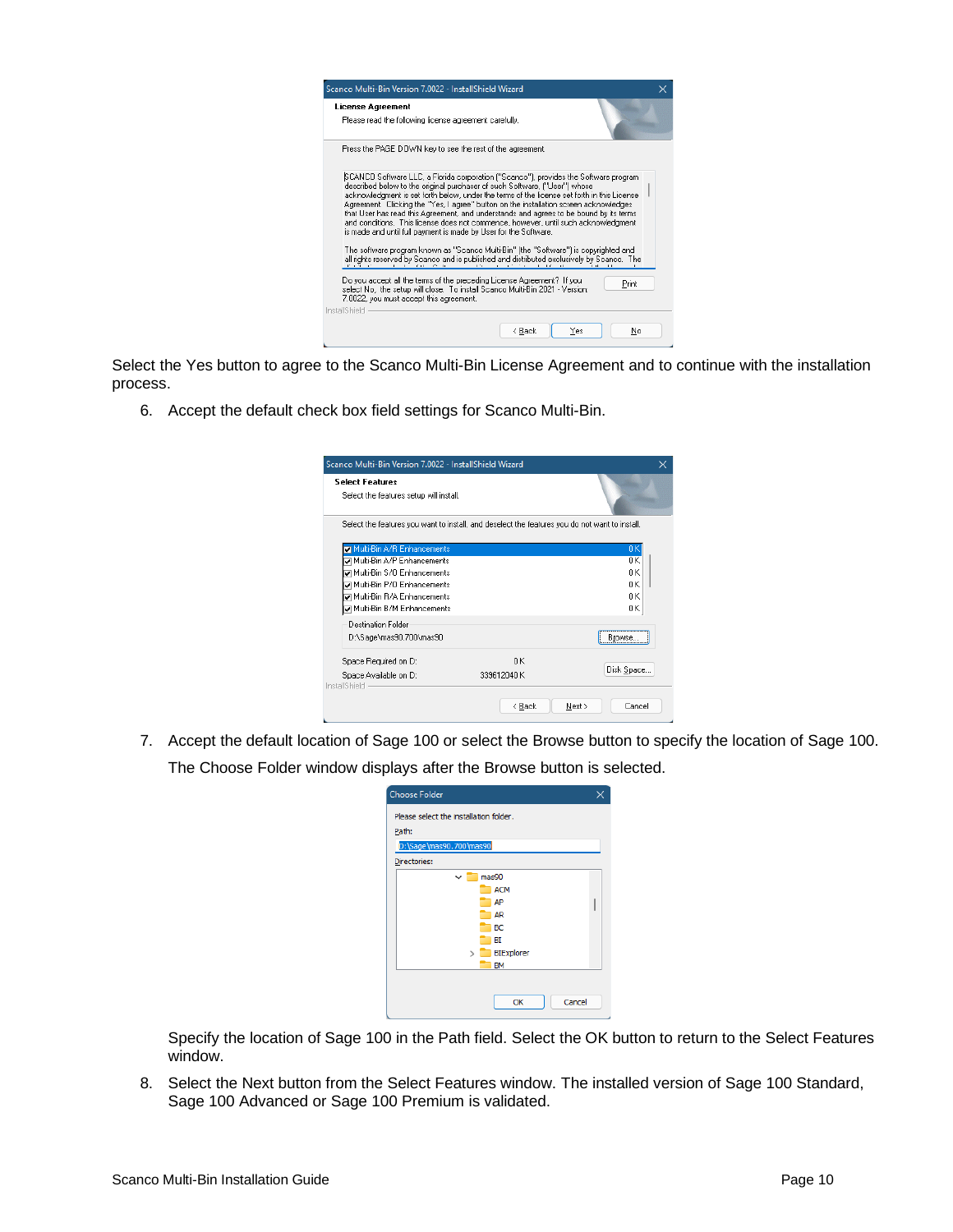Select the Yes button to agree to the Scanco Multi-Bin License Agreement and to continue with the installation process.

6. Accept the default check box field settings for Scanco Multi-Bin.

7. Accept the default location of Sage 100 or select the Browse button to specify the location of Sage 100.

   The Choose Folder window displays after the Browse button is selected.

   Specify the location of Sage 100 in the Path field. Select the OK button to return to the Select Features window.

8. Select the Next button from the Select Features window. The installed version of Sage 100 Standard, Sage 100 Advanced or Sage 100 Premium is validated.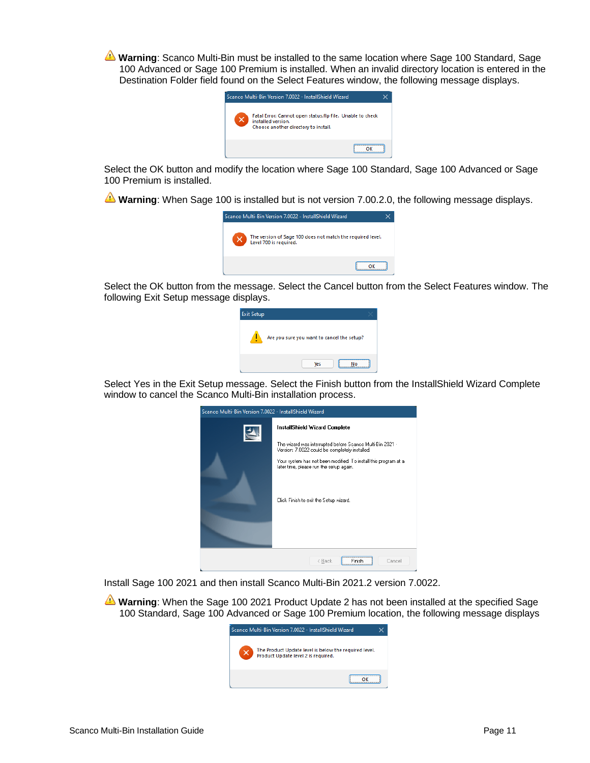⚠ **Warning**: Scanco Multi-Bin must be installed to the same location where Sage 100 Standard, Sage 100 Advanced or Sage 100 Premium is installed. When an invalid directory location is entered in the Destination Folder field found on the Select Features window, the following message displays.

Scanco Multi-Bin Version 7.0022 - InstallShield Wizard

Fatal Error: Cannot open status.flp file. Unable to check installed version.
Choose another directory to install.

OK

Select the OK button and modify the location where Sage 100 Standard, Sage 100 Advanced or Sage 100 Premium is installed.

⚠ **Warning**: When Sage 100 is installed but is not version 7.00.2.0, the following message displays.

Scanco Multi-Bin Version 7.0022 - InstallShield Wizard

The version of Sage 100 does not match the required level.
Level 700 is required.

OK

Select the OK button from the message. Select the Cancel button from the Select Features window. The following Exit Setup message displays.

Exit Setup

Are you sure you want to cancel the setup?

Yes No

Select Yes in the Exit Setup message. Select the Finish button from the InstallShield Wizard Complete window to cancel the Scanco Multi-Bin installation process.

Scanco Multi-Bin Version 7.0022 - InstallShield Wizard

**InstallShield Wizard Complete**

The wizard was interrupted before Scanco Multi Bin 2021 - Version: 7.0022 could be completely installed.

Your system has not been modified. To install this program at a later time, please run the setup again.

Click Finish to exit the Setup wizard.

< Back Finish Cancel

Install Sage 100 2021 and then install Scanco Multi-Bin 2021.2 version 7.0022.

⚠ **Warning**: When the Sage 100 2021 Product Update 2 has not been installed at the specified Sage 100 Standard, Sage 100 Advanced or Sage 100 Premium location, the following message displays

Scanco Multi-Bin Version 7.0022 - InstallShield Wizard

The Product Update level is below the required level.
Product Update level 2 is required.

OK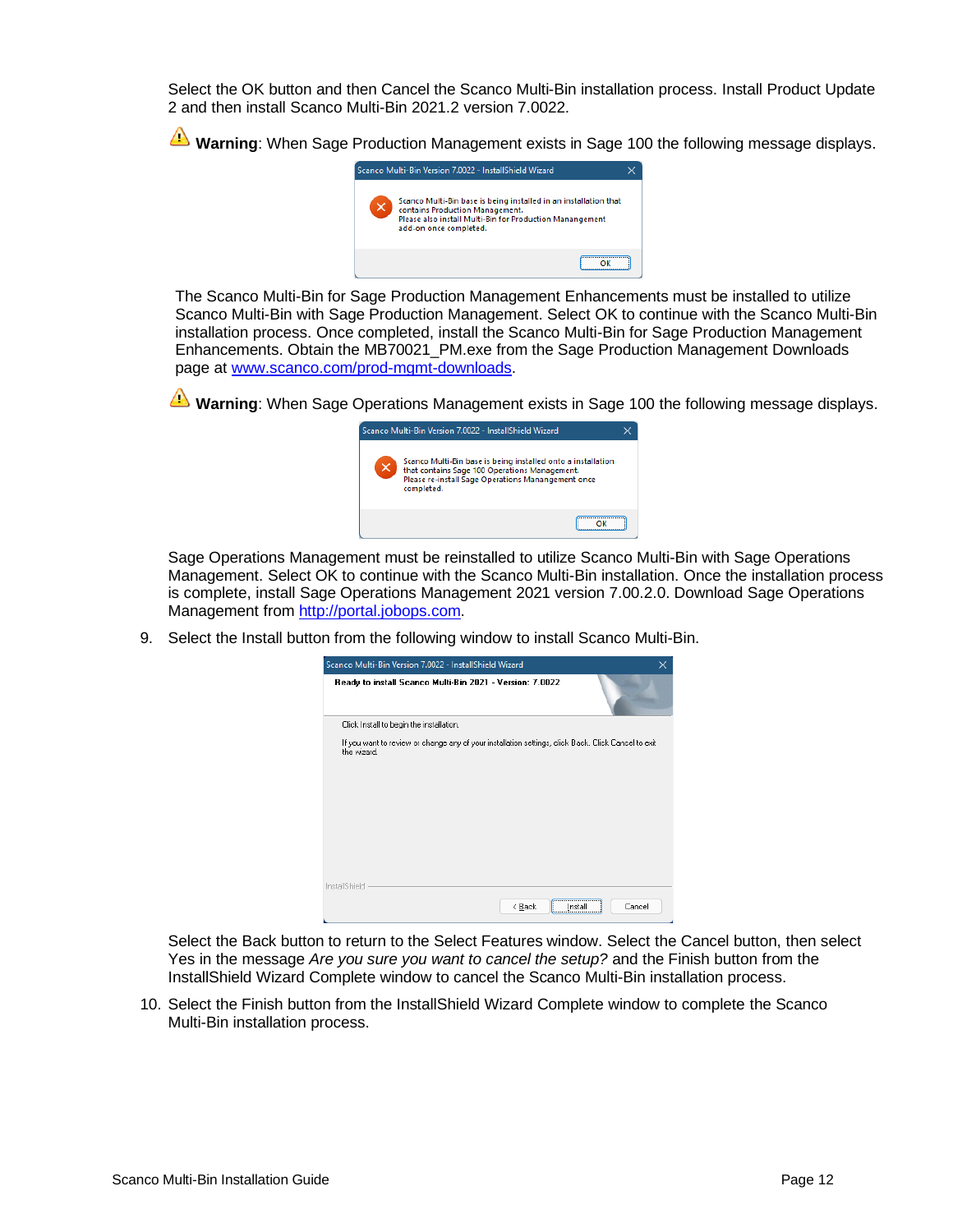Select the OK button and then Cancel the Scanco Multi-Bin installation process. Install Product Update 2 and then install Scanco Multi-Bin 2021.2 version 7.0022.

⚠ **Warning**: When Sage Production Management exists in Sage 100 the following message displays.

The Scanco Multi-Bin for Sage Production Management Enhancements must be installed to utilize Scanco Multi-Bin with Sage Production Management. Select OK to continue with the Scanco Multi-Bin installation process. Once completed, install the Scanco Multi-Bin for Sage Production Management Enhancements. Obtain the MB70021_PM.exe from the Sage Production Management Downloads page at [www.scanco.com/prod-mgmt-downloads](www.scanco.com/prod-mgmt-downloads).

⚠ **Warning**: When Sage Operations Management exists in Sage 100 the following message displays.

Sage Operations Management must be reinstalled to utilize Scanco Multi-Bin with Sage Operations Management. Select OK to continue with the Scanco Multi-Bin installation. Once the installation process is complete, install Sage Operations Management 2021 version 7.00.2.0. Download Sage Operations Management from [http://portal.jobops.com](http://portal.jobops.com).

9. Select the Install button from the following window to install Scanco Multi-Bin.

   Select the Back button to return to the Select Features window. Select the Cancel button, then select Yes in the message *Are you sure you want to cancel the setup?* and the Finish button from the InstallShield Wizard Complete window to cancel the Scanco Multi-Bin installation process.

10. Select the Finish button from the InstallShield Wizard Complete window to complete the Scanco Multi-Bin installation process.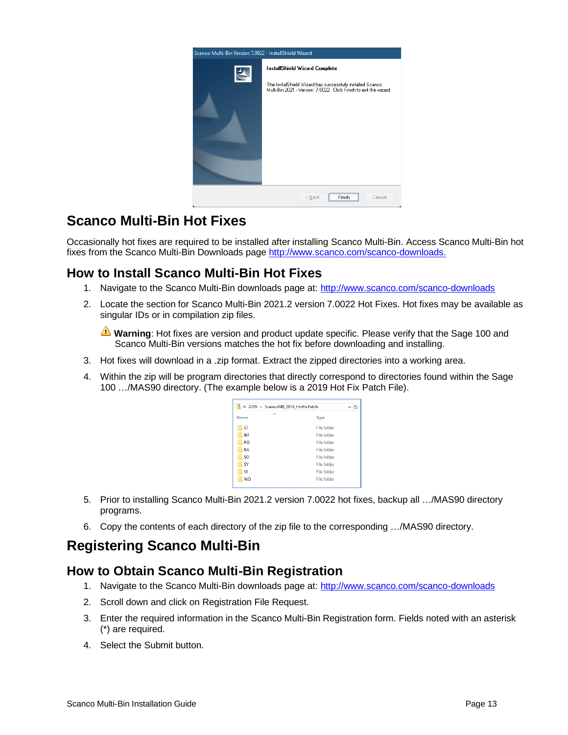## Scanco Multi-Bin Hot Fixes

Occasionally hot fixes are required to be installed after installing Scanco Multi-Bin. Access Scanco Multi-Bin hot fixes from the Scanco Multi-Bin Downloads page [http://www.scanco.com/scanco-downloads.](http://www.scanco.com/scanco-downloads)

### How to Install Scanco Multi-Bin Hot Fixes

1. Navigate to the Scanco Multi-Bin downloads page at: [http://www.scanco.com/scanco-downloads](http://www.scanco.com/scanco-downloads)
2. Locate the section for Scanco Multi-Bin 2021.2 version 7.0022 Hot Fixes. Hot fixes may be available as singular IDs or in compilation zip files.

   ⚠ **Warning**: Hot fixes are version and product update specific. Please verify that the Sage 100 and Scanco Multi-Bin versions matches the hot fix before downloading and installing.

3. Hot fixes will download in a .zip format. Extract the zipped directories into a working area.
4. Within the zip will be program directories that directly correspond to directories found within the Sage 100 …/MAS90 directory. (The example below is a 2019 Hot Fix Patch File).
5. Prior to installing Scanco Multi-Bin 2021.2 version 7.0022 hot fixes, backup all …/MAS90 directory programs.
6. Copy the contents of each directory of the zip file to the corresponding …/MAS90 directory.

## Registering Scanco Multi-Bin

### How to Obtain Scanco Multi-Bin Registration

1. Navigate to the Scanco Multi-Bin downloads page at: [http://www.scanco.com/scanco-downloads](http://www.scanco.com/scanco-downloads)
2. Scroll down and click on Registration File Request.
3. Enter the required information in the Scanco Multi-Bin Registration form. Fields noted with an asterisk (*) are required.
4. Select the Submit button.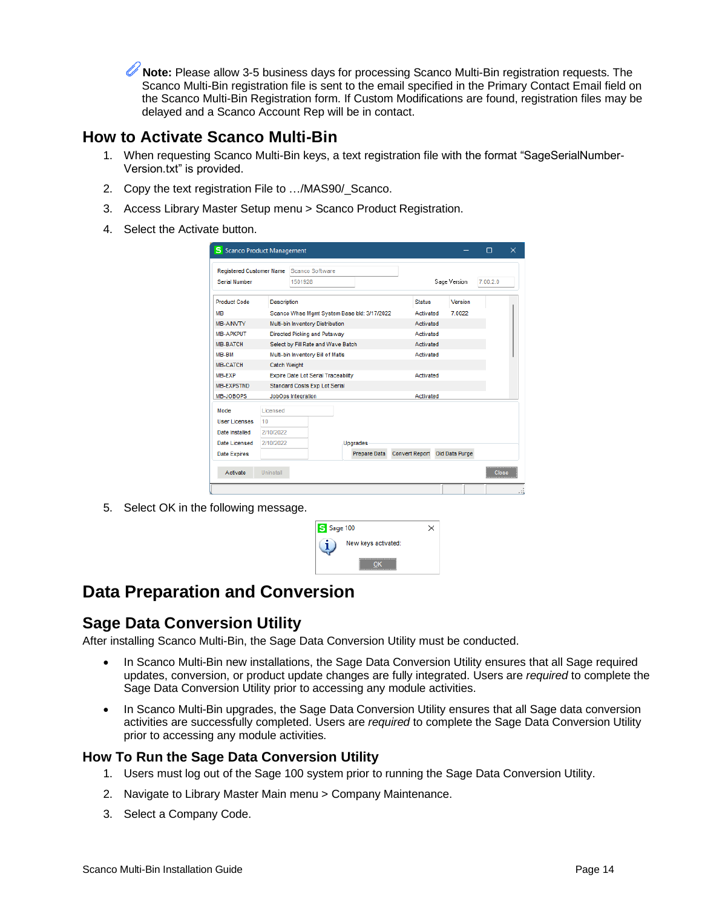**Note:** Please allow 3-5 business days for processing Scanco Multi-Bin registration requests. The Scanco Multi-Bin registration file is sent to the email specified in the Primary Contact Email field on the Scanco Multi-Bin Registration form. If Custom Modifications are found, registration files may be delayed and a Scanco Account Rep will be in contact.

## How to Activate Scanco Multi-Bin

1. When requesting Scanco Multi-Bin keys, a text registration file with the format "SageSerialNumber-Version.txt" is provided.
2. Copy the text registration File to …/MAS90/_Scanco.
3. Access Library Master Setup menu > Scanco Product Registration.
4. Select the Activate button.
5. Select OK in the following message.

# Data Preparation and Conversion

## Sage Data Conversion Utility

After installing Scanco Multi-Bin, the Sage Data Conversion Utility must be conducted.

- In Scanco Multi-Bin new installations, the Sage Data Conversion Utility ensures that all Sage required updates, conversion, or product update changes are fully integrated. Users are *required* to complete the Sage Data Conversion Utility prior to accessing any module activities.
- In Scanco Multi-Bin upgrades, the Sage Data Conversion Utility ensures that all Sage data conversion activities are successfully completed. Users are *required* to complete the Sage Data Conversion Utility prior to accessing any module activities.

### How To Run the Sage Data Conversion Utility

1. Users must log out of the Sage 100 system prior to running the Sage Data Conversion Utility.
2. Navigate to Library Master Main menu > Company Maintenance.
3. Select a Company Code.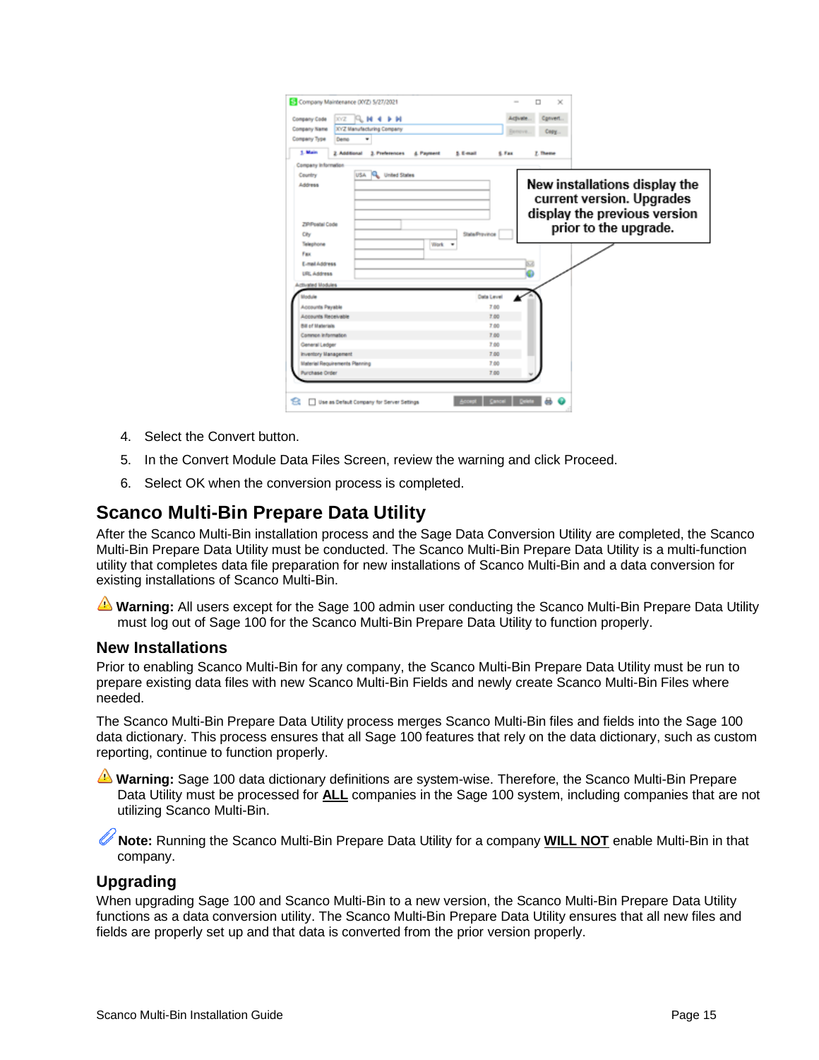4. Select the Convert button.
5. In the Convert Module Data Files Screen, review the warning and click Proceed.
6. Select OK when the conversion process is completed.

## Scanco Multi-Bin Prepare Data Utility

After the Scanco Multi-Bin installation process and the Sage Data Conversion Utility are completed, the Scanco Multi-Bin Prepare Data Utility must be conducted. The Scanco Multi-Bin Prepare Data Utility is a multi-function utility that completes data file preparation for new installations of Scanco Multi-Bin and a data conversion for existing installations of Scanco Multi-Bin.

⚠ **Warning:** All users except for the Sage 100 admin user conducting the Scanco Multi-Bin Prepare Data Utility must log out of Sage 100 for the Scanco Multi-Bin Prepare Data Utility to function properly.

### New Installations

Prior to enabling Scanco Multi-Bin for any company, the Scanco Multi-Bin Prepare Data Utility must be run to prepare existing data files with new Scanco Multi-Bin Fields and newly create Scanco Multi-Bin Files where needed.

The Scanco Multi-Bin Prepare Data Utility process merges Scanco Multi-Bin files and fields into the Sage 100 data dictionary. This process ensures that all Sage 100 features that rely on the data dictionary, such as custom reporting, continue to function properly.

⚠ **Warning:** Sage 100 data dictionary definitions are system-wise. Therefore, the Scanco Multi-Bin Prepare Data Utility must be processed for **ALL** companies in the Sage 100 system, including companies that are not utilizing Scanco Multi-Bin.

**Note:** Running the Scanco Multi-Bin Prepare Data Utility for a company **WILL NOT** enable Multi-Bin in that company.

### Upgrading

When upgrading Sage 100 and Scanco Multi-Bin to a new version, the Scanco Multi-Bin Prepare Data Utility functions as a data conversion utility. The Scanco Multi-Bin Prepare Data Utility ensures that all new files and fields are properly set up and that data is converted from the prior version properly.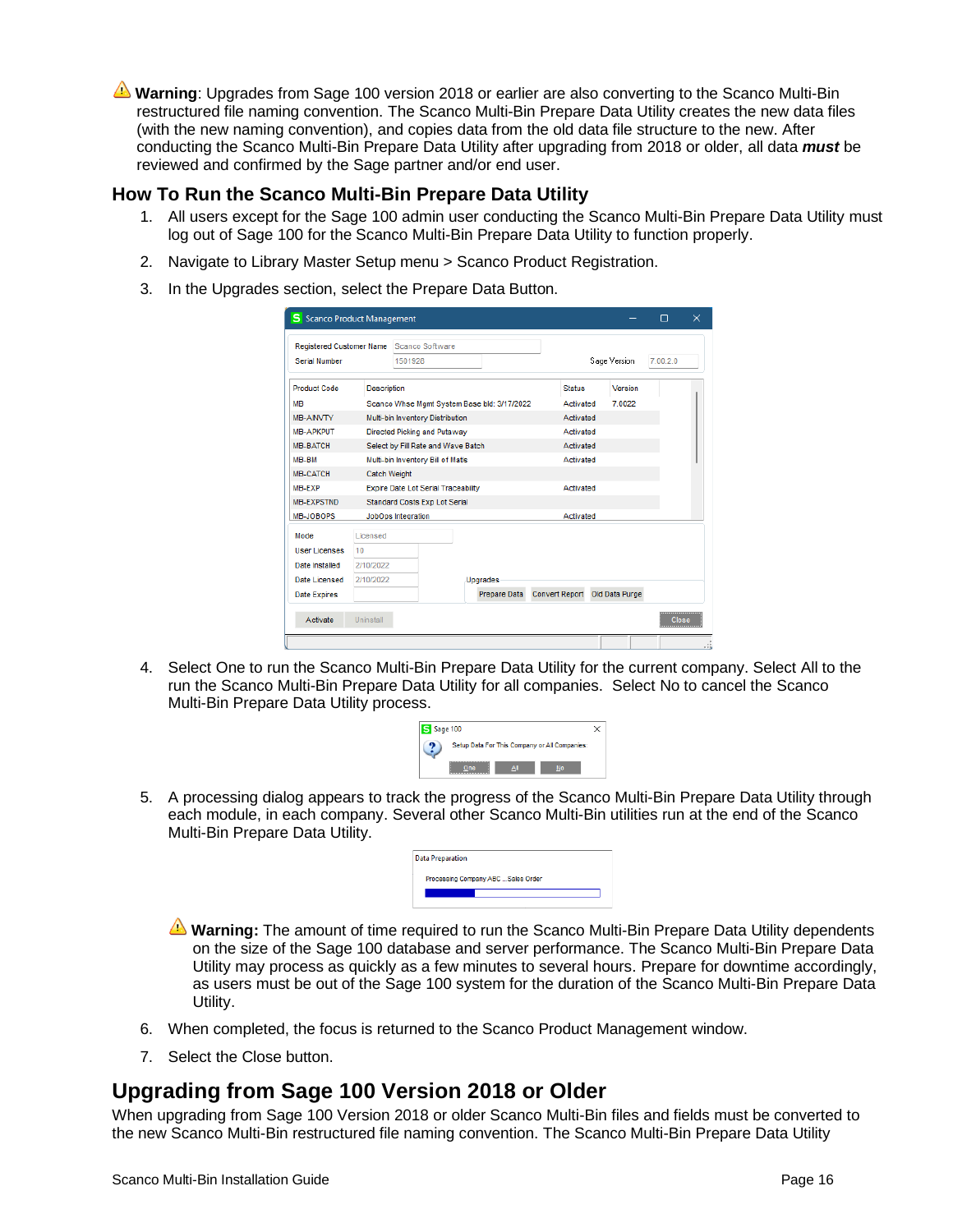⚠ **Warning**: Upgrades from Sage 100 version 2018 or earlier are also converting to the Scanco Multi-Bin restructured file naming convention. The Scanco Multi-Bin Prepare Data Utility creates the new data files (with the new naming convention), and copies data from the old data file structure to the new. After conducting the Scanco Multi-Bin Prepare Data Utility after upgrading from 2018 or older, all data ***must*** be reviewed and confirmed by the Sage partner and/or end user.

## How To Run the Scanco Multi-Bin Prepare Data Utility

1. All users except for the Sage 100 admin user conducting the Scanco Multi-Bin Prepare Data Utility must log out of Sage 100 for the Scanco Multi-Bin Prepare Data Utility to function properly.
2. Navigate to Library Master Setup menu > Scanco Product Registration.
3. In the Upgrades section, select the Prepare Data Button.
4. Select One to run the Scanco Multi-Bin Prepare Data Utility for the current company. Select All to the run the Scanco Multi-Bin Prepare Data Utility for all companies. Select No to cancel the Scanco Multi-Bin Prepare Data Utility process.
5. A processing dialog appears to track the progress of the Scanco Multi-Bin Prepare Data Utility through each module, in each company. Several other Scanco Multi-Bin utilities run at the end of the Scanco Multi-Bin Prepare Data Utility.

   ⚠ **Warning:** The amount of time required to run the Scanco Multi-Bin Prepare Data Utility dependents on the size of the Sage 100 database and server performance. The Scanco Multi-Bin Prepare Data Utility may process as quickly as a few minutes to several hours. Prepare for downtime accordingly, as users must be out of the Sage 100 system for the duration of the Scanco Multi-Bin Prepare Data Utility.

6. When completed, the focus is returned to the Scanco Product Management window.
7. Select the Close button.

# Upgrading from Sage 100 Version 2018 or Older

When upgrading from Sage 100 Version 2018 or older Scanco Multi-Bin files and fields must be converted to the new Scanco Multi-Bin restructured file naming convention. The Scanco Multi-Bin Prepare Data Utility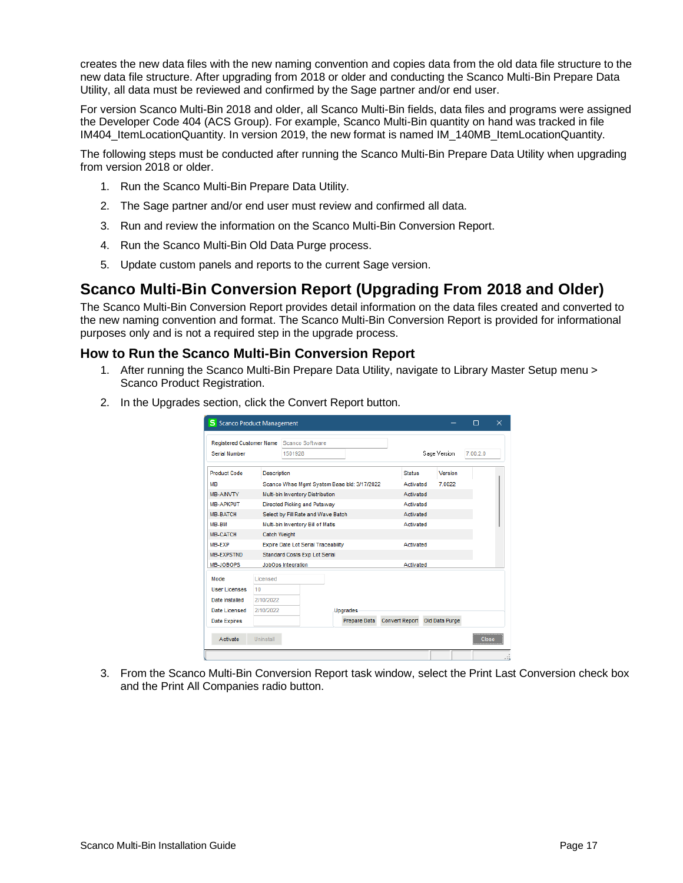creates the new data files with the new naming convention and copies data from the old data file structure to the new data file structure. After upgrading from 2018 or older and conducting the Scanco Multi-Bin Prepare Data Utility, all data must be reviewed and confirmed by the Sage partner and/or end user.

For version Scanco Multi-Bin 2018 and older, all Scanco Multi-Bin fields, data files and programs were assigned the Developer Code 404 (ACS Group). For example, Scanco Multi-Bin quantity on hand was tracked in file IM404_ItemLocationQuantity. In version 2019, the new format is named IM_140MB_ItemLocationQuantity.

The following steps must be conducted after running the Scanco Multi-Bin Prepare Data Utility when upgrading from version 2018 or older.

1. Run the Scanco Multi-Bin Prepare Data Utility.
2. The Sage partner and/or end user must review and confirmed all data.
3. Run and review the information on the Scanco Multi-Bin Conversion Report.
4. Run the Scanco Multi-Bin Old Data Purge process.
5. Update custom panels and reports to the current Sage version.

## Scanco Multi-Bin Conversion Report (Upgrading From 2018 and Older)

The Scanco Multi-Bin Conversion Report provides detail information on the data files created and converted to the new naming convention and format. The Scanco Multi-Bin Conversion Report is provided for informational purposes only and is not a required step in the upgrade process.

### How to Run the Scanco Multi-Bin Conversion Report

1. After running the Scanco Multi-Bin Prepare Data Utility, navigate to Library Master Setup menu > Scanco Product Registration.
2. In the Upgrades section, click the Convert Report button.

3. From the Scanco Multi-Bin Conversion Report task window, select the Print Last Conversion check box and the Print All Companies radio button.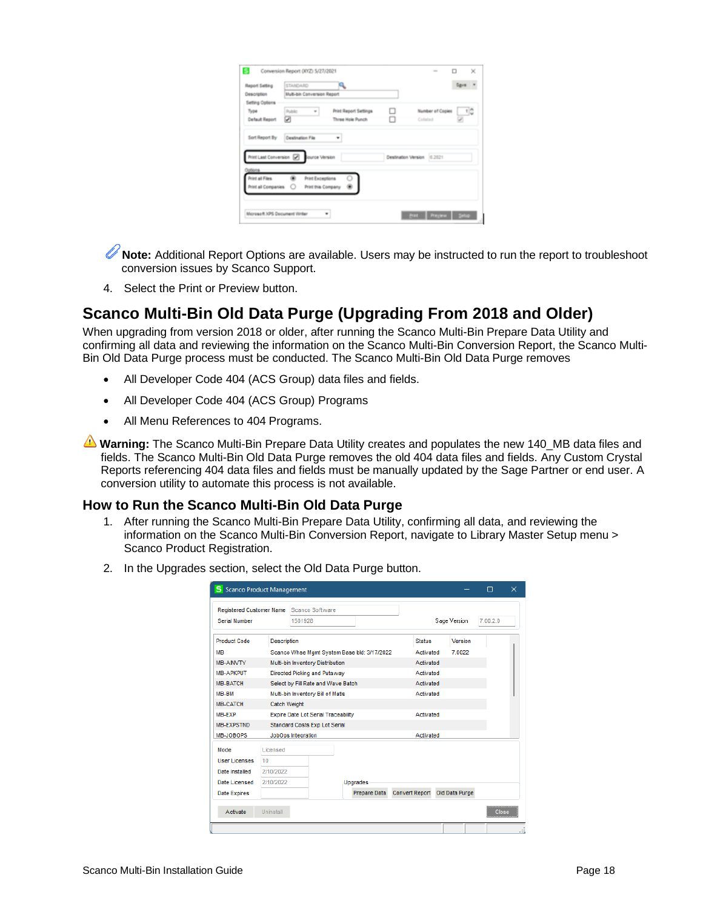**Note:** Additional Report Options are available. Users may be instructed to run the report to troubleshoot conversion issues by Scanco Support.

4. Select the Print or Preview button.

## Scanco Multi-Bin Old Data Purge (Upgrading From 2018 and Older)

When upgrading from version 2018 or older, after running the Scanco Multi-Bin Prepare Data Utility and confirming all data and reviewing the information on the Scanco Multi-Bin Conversion Report, the Scanco Multi-Bin Old Data Purge process must be conducted. The Scanco Multi-Bin Old Data Purge removes

- All Developer Code 404 (ACS Group) data files and fields.
- All Developer Code 404 (ACS Group) Programs
- All Menu References to 404 Programs.

**Warning:** The Scanco Multi-Bin Prepare Data Utility creates and populates the new 140_MB data files and fields. The Scanco Multi-Bin Old Data Purge removes the old 404 data files and fields. Any Custom Crystal Reports referencing 404 data files and fields must be manually updated by the Sage Partner or end user. A conversion utility to automate this process is not available.

### How to Run the Scanco Multi-Bin Old Data Purge

1. After running the Scanco Multi-Bin Prepare Data Utility, confirming all data, and reviewing the information on the Scanco Multi-Bin Conversion Report, navigate to Library Master Setup menu > Scanco Product Registration.
2. In the Upgrades section, select the Old Data Purge button.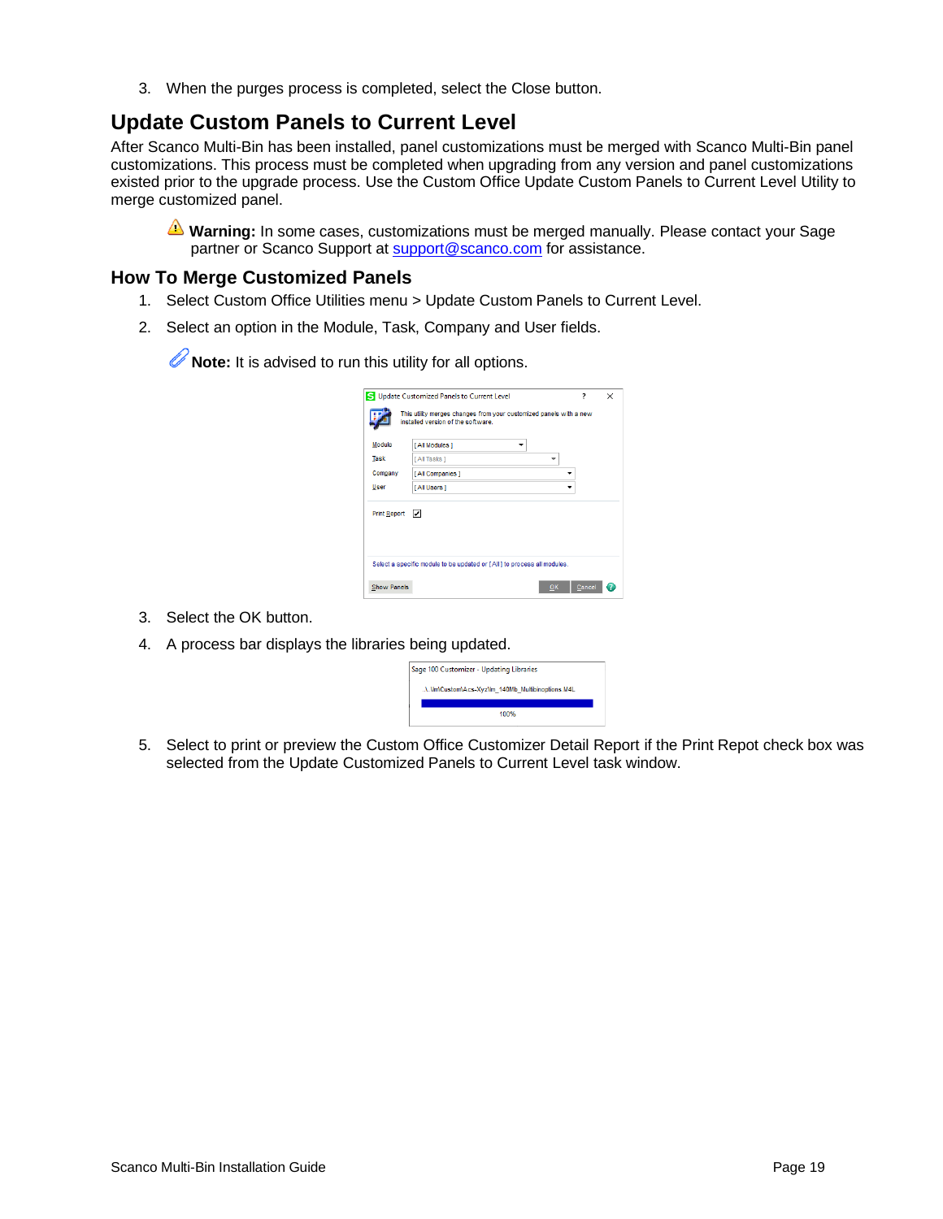3. When the purges process is completed, select the Close button.

## Update Custom Panels to Current Level

After Scanco Multi-Bin has been installed, panel customizations must be merged with Scanco Multi-Bin panel customizations. This process must be completed when upgrading from any version and panel customizations existed prior to the upgrade process. Use the Custom Office Update Custom Panels to Current Level Utility to merge customized panel.

> **Warning:** In some cases, customizations must be merged manually. Please contact your Sage partner or Scanco Support at support@scanco.com for assistance.

### How To Merge Customized Panels

1. Select Custom Office Utilities menu > Update Custom Panels to Current Level.
2. Select an option in the Module, Task, Company and User fields.

   > **Note:** It is advised to run this utility for all options.

3. Select the OK button.
4. A process bar displays the libraries being updated.
5. Select to print or preview the Custom Office Customizer Detail Report if the Print Repot check box was selected from the Update Customized Panels to Current Level task window.